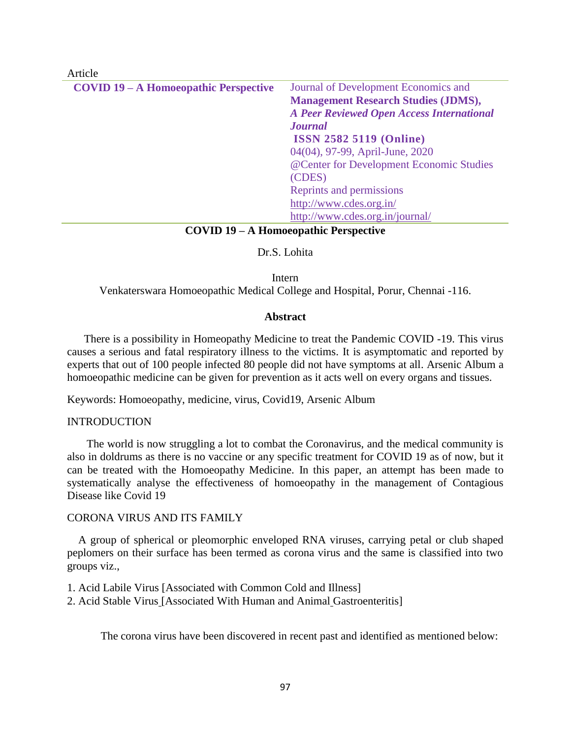Article

**COVID 19 – A Homoeopathic Perspective**

Journal of Development Economics and **Management Research Studies (JDMS),** ***A Peer Reviewed Open Access International Journal***
**ISSN 2582 5119 (Online)**
04(04), 97-99, April-June, 2020
@Center for Development Economic Studies (CDES)
Reprints and permissions
http://www.cdes.org.in/
http://www.cdes.org.in/journal/

# COVID 19 – A Homoeopathic Perspective

Dr.S. Lohita

Intern
Venkaterswara Homoeopathic Medical College and Hospital, Porur, Chennai -116.

## Abstract

There is a possibility in Homeopathy Medicine to treat the Pandemic COVID -19. This virus causes a serious and fatal respiratory illness to the victims. It is asymptomatic and reported by experts that out of 100 people infected 80 people did not have symptoms at all. Arsenic Album a homoeopathic medicine can be given for prevention as it acts well on every organs and tissues.

Keywords: Homoeopathy, medicine, virus, Covid19, Arsenic Album

## INTRODUCTION

The world is now struggling a lot to combat the Coronavirus, and the medical community is also in doldrums as there is no vaccine or any specific treatment for COVID 19 as of now, but it can be treated with the Homoeopathy Medicine. In this paper, an attempt has been made to systematically analyse the effectiveness of homoeopathy in the management of Contagious Disease like Covid 19

## CORONA VIRUS AND ITS FAMILY

A group of spherical or pleomorphic enveloped RNA viruses, carrying petal or club shaped peplomers on their surface has been termed as corona virus and the same is classified into two groups viz.,

1. Acid Labile Virus [Associated with Common Cold and Illness]
2. Acid Stable Virus [Associated With Human and Animal Gastroenteritis]

The corona virus have been discovered in recent past and identified as mentioned below: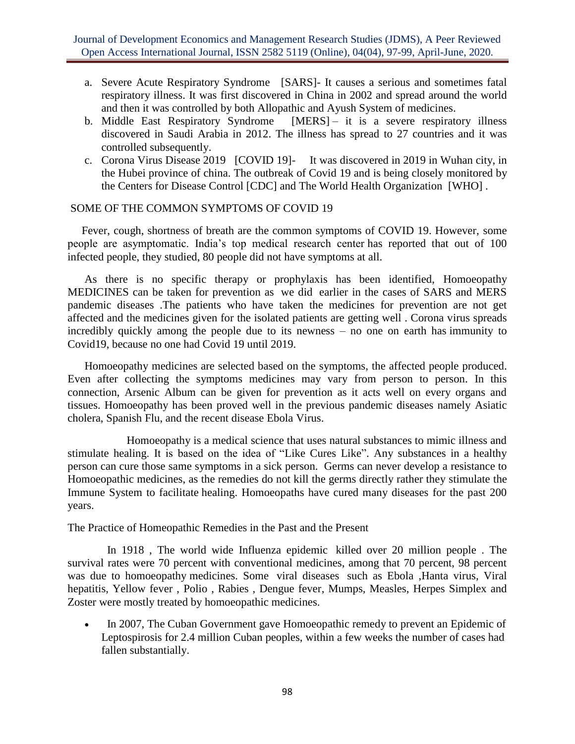a. Severe Acute Respiratory Syndrome [SARS]- It causes a serious and sometimes fatal respiratory illness. It was first discovered in China in 2002 and spread around the world and then it was controlled by both Allopathic and Ayush System of medicines.
b. Middle East Respiratory Syndrome [MERS] – it is a severe respiratory illness discovered in Saudi Arabia in 2012. The illness has spread to 27 countries and it was controlled subsequently.
c. Corona Virus Disease 2019 [COVID 19]- It was discovered in 2019 in Wuhan city, in the Hubei province of china. The outbreak of Covid 19 and is being closely monitored by the Centers for Disease Control [CDC] and The World Health Organization [WHO] .

## SOME OF THE COMMON SYMPTOMS OF COVID 19

Fever, cough, shortness of breath are the common symptoms of COVID 19. However, some people are asymptomatic. India's top medical research center has reported that out of 100 infected people, they studied, 80 people did not have symptoms at all.

As there is no specific therapy or prophylaxis has been identified, Homoeopathy MEDICINES can be taken for prevention as we did earlier in the cases of SARS and MERS pandemic diseases .The patients who have taken the medicines for prevention are not get affected and the medicines given for the isolated patients are getting well . Corona virus spreads incredibly quickly among the people due to its newness – no one on earth has immunity to Covid19, because no one had Covid 19 until 2019.

Homoeopathy medicines are selected based on the symptoms, the affected people produced. Even after collecting the symptoms medicines may vary from person to person. In this connection, Arsenic Album can be given for prevention as it acts well on every organs and tissues. Homoeopathy has been proved well in the previous pandemic diseases namely Asiatic cholera, Spanish Flu, and the recent disease Ebola Virus.

Homoeopathy is a medical science that uses natural substances to mimic illness and stimulate healing. It is based on the idea of "Like Cures Like". Any substances in a healthy person can cure those same symptoms in a sick person. Germs can never develop a resistance to Homoeopathic medicines, as the remedies do not kill the germs directly rather they stimulate the Immune System to facilitate healing. Homoeopaths have cured many diseases for the past 200 years.

## The Practice of Homeopathic Remedies in the Past and the Present

In 1918 , The world wide Influenza epidemic killed over 20 million people . The survival rates were 70 percent with conventional medicines, among that 70 percent, 98 percent was due to homoeopathy medicines. Some viral diseases such as Ebola ,Hanta virus, Viral hepatitis, Yellow fever , Polio , Rabies , Dengue fever, Mumps, Measles, Herpes Simplex and Zoster were mostly treated by homoeopathic medicines.

- In 2007, The Cuban Government gave Homoeopathic remedy to prevent an Epidemic of Leptospirosis for 2.4 million Cuban peoples, within a few weeks the number of cases had fallen substantially.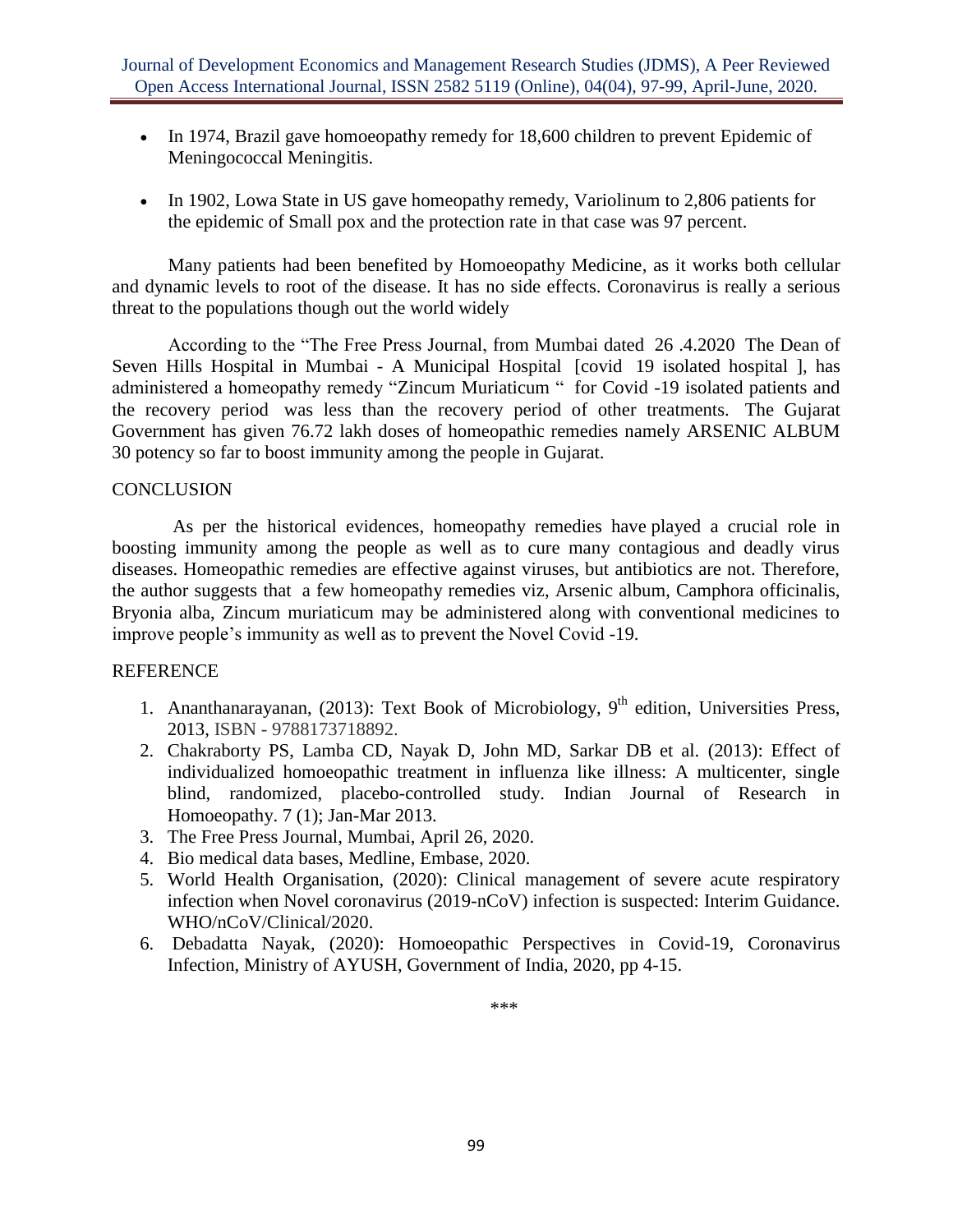- In 1974, Brazil gave homoeopathy remedy for 18,600 children to prevent Epidemic of Meningococcal Meningitis.

- In 1902, Lowa State in US gave homeopathy remedy, Variolinum to 2,806 patients for the epidemic of Small pox and the protection rate in that case was 97 percent.

Many patients had been benefited by Homoeopathy Medicine, as it works both cellular and dynamic levels to root of the disease. It has no side effects. Coronavirus is really a serious threat to the populations though out the world widely

According to the "The Free Press Journal, from Mumbai dated 26 .4.2020 The Dean of Seven Hills Hospital in Mumbai - A Municipal Hospital [covid 19 isolated hospital ], has administered a homeopathy remedy "Zincum Muriaticum " for Covid -19 isolated patients and the recovery period was less than the recovery period of other treatments. The Gujarat Government has given 76.72 lakh doses of homeopathic remedies namely ARSENIC ALBUM 30 potency so far to boost immunity among the people in Gujarat.

## CONCLUSION

As per the historical evidences, homeopathy remedies have played a crucial role in boosting immunity among the people as well as to cure many contagious and deadly virus diseases. Homeopathic remedies are effective against viruses, but antibiotics are not. Therefore, the author suggests that a few homeopathy remedies viz, Arsenic album, Camphora officinalis, Bryonia alba, Zincum muriaticum may be administered along with conventional medicines to improve people's immunity as well as to prevent the Novel Covid -19.

## REFERENCE

1. Ananthanarayanan, (2013): Text Book of Microbiology, 9th edition, Universities Press, 2013, ISBN - 9788173718892.
2. Chakraborty PS, Lamba CD, Nayak D, John MD, Sarkar DB et al. (2013): Effect of individualized homoeopathic treatment in influenza like illness: A multicenter, single blind, randomized, placebo-controlled study. Indian Journal of Research in Homoeopathy. 7 (1); Jan-Mar 2013.
3. The Free Press Journal, Mumbai, April 26, 2020.
4. Bio medical data bases, Medline, Embase, 2020.
5. World Health Organisation, (2020): Clinical management of severe acute respiratory infection when Novel coronavirus (2019-nCoV) infection is suspected: Interim Guidance. WHO/nCoV/Clinical/2020.
6. Debadatta Nayak, (2020): Homoeopathic Perspectives in Covid-19, Coronavirus Infection, Ministry of AYUSH, Government of India, 2020, pp 4-15.

***